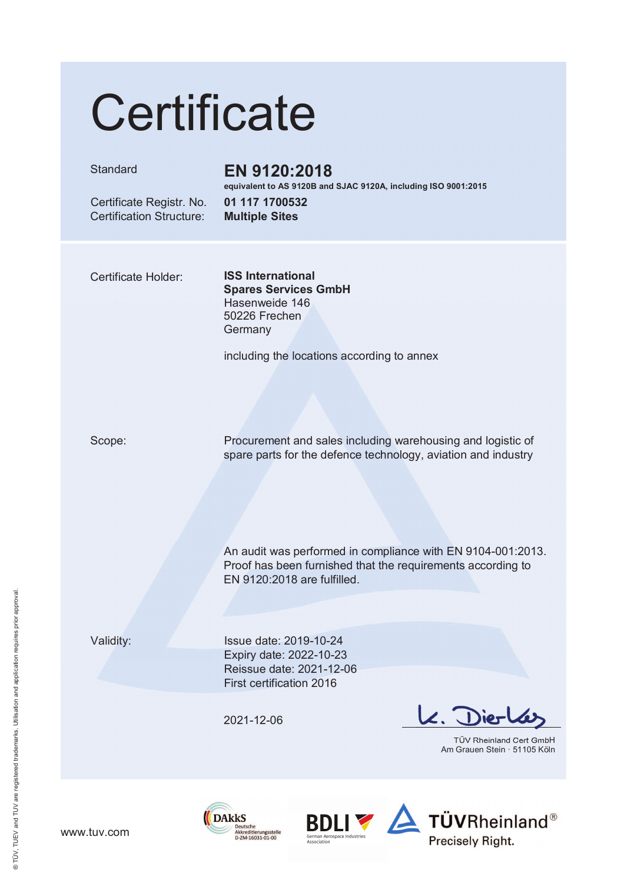# Certificate

| | |
|---|---|
| Standard | **EN 9120:2018** |
| | **equivalent to AS 9120B and SJAC 9120A, including ISO 9001:2015** |
| Certificate Registr. No. | **01 117 1700532** |
| Certification Structure: | **Multiple Sites** |

Certificate Holder:

**ISS International**
**Spares Services GmbH**
Hasenweide 146
50226 Frechen
Germany

including the locations according to annex

Scope:

Procurement and sales including warehousing and logistic of spare parts for the defence technology, aviation and industry

An audit was performed in compliance with EN 9104-001:2013. Proof has been furnished that the requirements according to EN 9120:2018 are fulfilled.

Validity:

Issue date: 2019-10-24
Expiry date: 2022-10-23
Reissue date: 2021-12-06
First certification 2016

2021-12-06

K. Dierkes

TÜV Rheinland Cert GmbH
Am Grauen Stein · 51105 Köln

www.tuv.com

DAkkS Deutsche Akkreditierungsstelle D-ZM-16031-01-00

BDLI German Aerospace Industries Association

TÜVRheinland® Precisely Right.

® TÜV, TUEV and TUV are registered trademarks. Utilisation and application requires prior approval.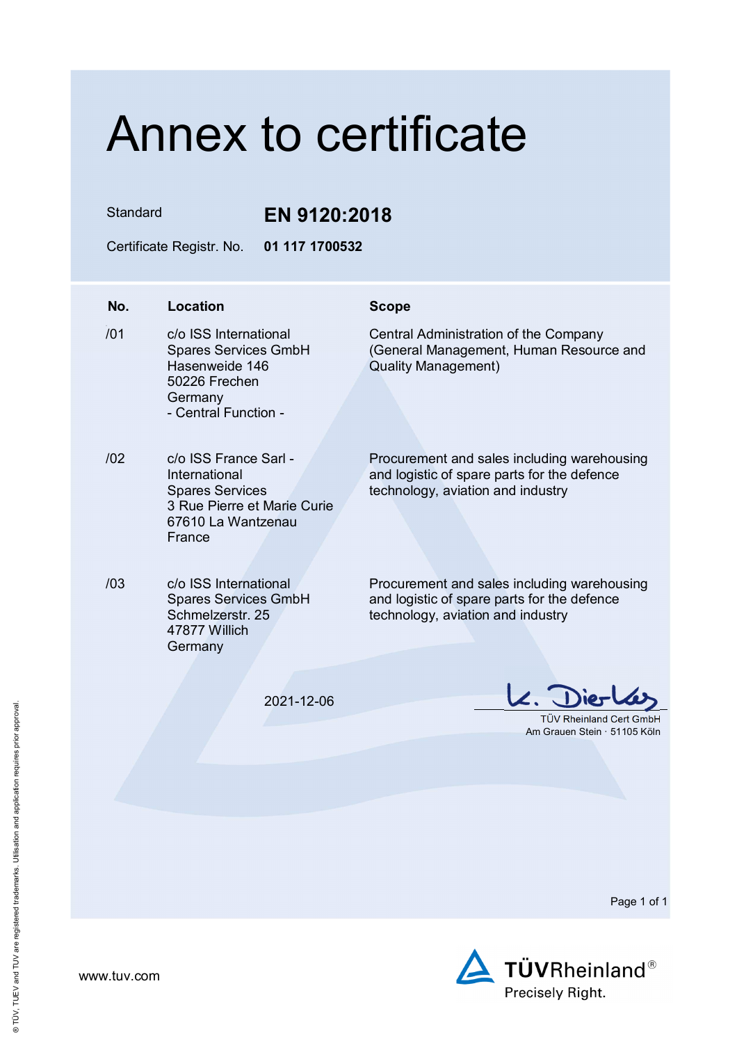# Annex to certificate

Standard **EN 9120:2018**

Certificate Registr. No. **01 117 1700532**

| No. | Location | Scope |
|---|---|---|
| /01 | c/o ISS International Spares Services GmbH<br>Hasenweide 146<br>50226 Frechen<br>Germany<br>- Central Function - | Central Administration of the Company (General Management, Human Resource and Quality Management) |
| /02 | c/o ISS France Sarl - International Spares Services<br>3 Rue Pierre et Marie Curie<br>67610 La Wantzenau<br>France | Procurement and sales including warehousing and logistic of spare parts for the defence technology, aviation and industry |
| /03 | c/o ISS International Spares Services GmbH<br>Schmelzerstr. 25<br>47877 Willich<br>Germany | Procurement and sales including warehousing and logistic of spare parts for the defence technology, aviation and industry |

2021-12-06

K. Dierkes

TÜV Rheinland Cert GmbH
Am Grauen Stein · 51105 Köln

www.tuv.com

TÜVRheinland®
Precisely Right.

® TÜV, TUEV and TUV are registered trademarks. Utilisation and application requires prior approval.